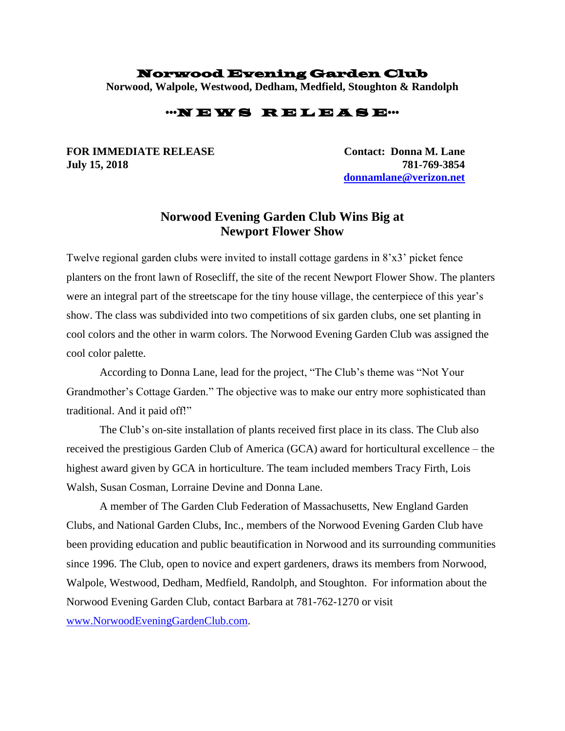# Norwood Evening Garden Club

**Norwood, Walpole, Westwood, Dedham, Medfield, Stoughton & Randolph**

**…NEWS RELEASE…**

**FOR IMMEDIATE RELEASE**
**July 15, 2018**

**Contact: Donna M. Lane**
**781-769-3854**
**donnamlane@verizon.net**

## Norwood Evening Garden Club Wins Big at Newport Flower Show

Twelve regional garden clubs were invited to install cottage gardens in 8'x3' picket fence planters on the front lawn of Rosecliff, the site of the recent Newport Flower Show. The planters were an integral part of the streetscape for the tiny house village, the centerpiece of this year's show. The class was subdivided into two competitions of six garden clubs, one set planting in cool colors and the other in warm colors. The Norwood Evening Garden Club was assigned the cool color palette.

According to Donna Lane, lead for the project, "The Club's theme was "Not Your Grandmother's Cottage Garden." The objective was to make our entry more sophisticated than traditional. And it paid off!"

The Club's on-site installation of plants received first place in its class. The Club also received the prestigious Garden Club of America (GCA) award for horticultural excellence – the highest award given by GCA in horticulture. The team included members Tracy Firth, Lois Walsh, Susan Cosman, Lorraine Devine and Donna Lane.

A member of The Garden Club Federation of Massachusetts, New England Garden Clubs, and National Garden Clubs, Inc., members of the Norwood Evening Garden Club have been providing education and public beautification in Norwood and its surrounding communities since 1996. The Club, open to novice and expert gardeners, draws its members from Norwood, Walpole, Westwood, Dedham, Medfield, Randolph, and Stoughton. For information about the Norwood Evening Garden Club, contact Barbara at 781-762-1270 or visit www.NorwoodEveningGardenClub.com.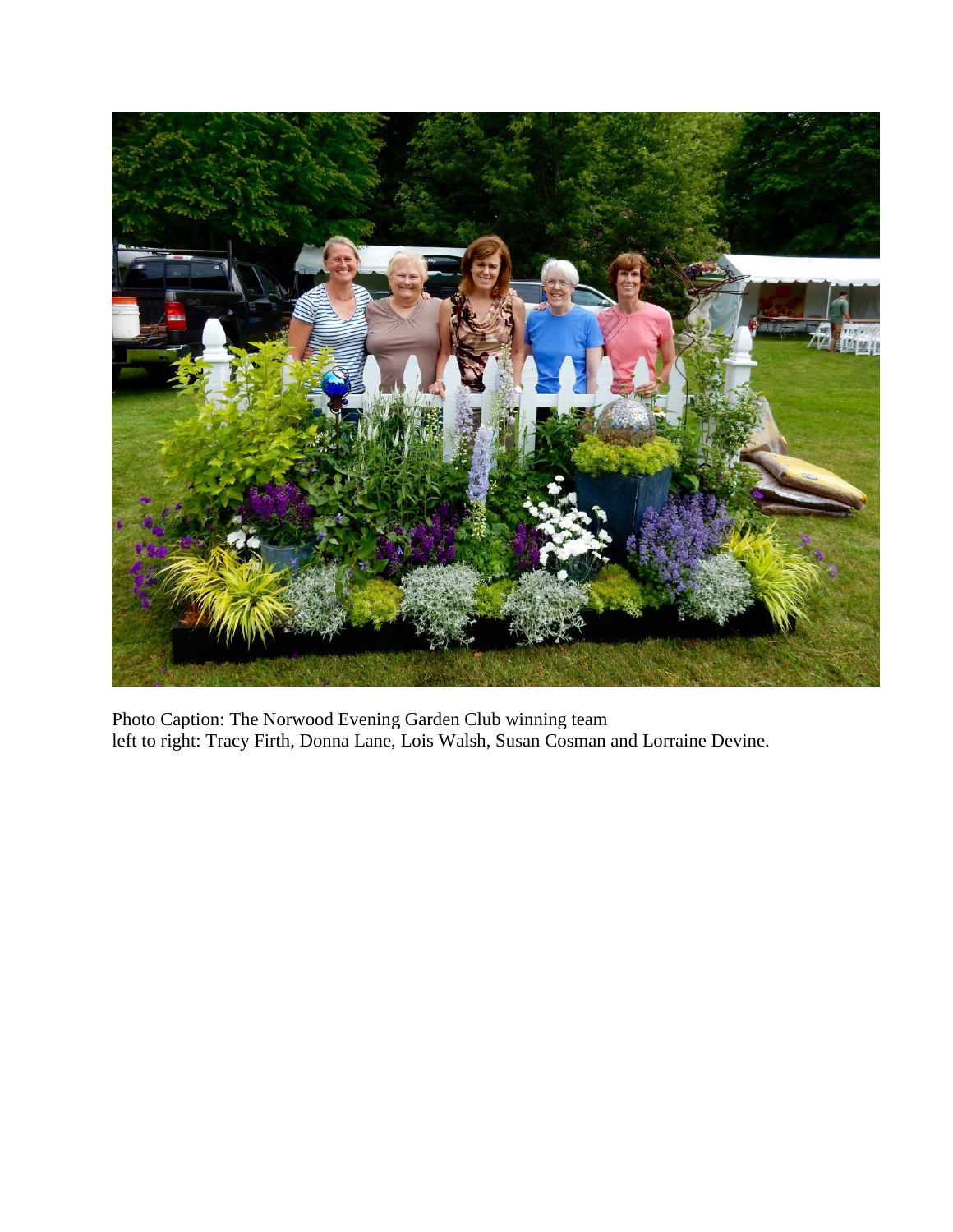Photo Caption: The Norwood Evening Garden Club winning team
left to right: Tracy Firth, Donna Lane, Lois Walsh, Susan Cosman and Lorraine Devine.